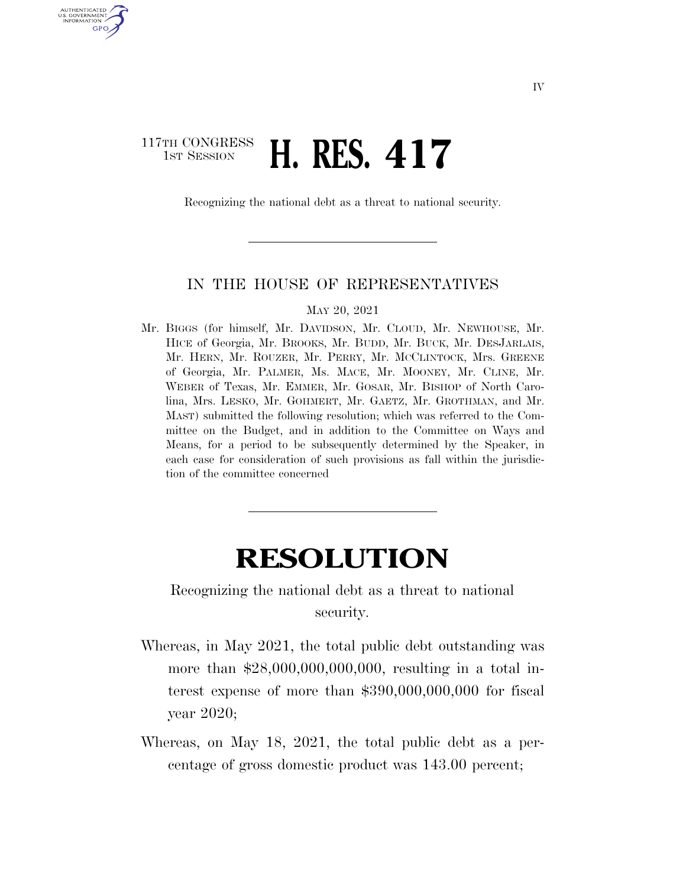117TH CONGRESS
1ST SESSION

# H. RES. 417

Recognizing the national debt as a threat to national security.

IN THE HOUSE OF REPRESENTATIVES

MAY 20, 2021

Mr. BIGGS (for himself, Mr. DAVIDSON, Mr. CLOUD, Mr. NEWHOUSE, Mr. HICE of Georgia, Mr. BROOKS, Mr. BUDD, Mr. BUCK, Mr. DESJARLAIS, Mr. HERN, Mr. ROUZER, Mr. PERRY, Mr. MCCLINTOCK, Mrs. GREENE of Georgia, Mr. PALMER, Ms. MACE, Mr. MOONEY, Mr. CLINE, Mr. WEBER of Texas, Mr. EMMER, Mr. GOSAR, Mr. BISHOP of North Carolina, Mrs. LESKO, Mr. GOHMERT, Mr. GAETZ, Mr. GROTHMAN, and Mr. MAST) submitted the following resolution; which was referred to the Committee on the Budget, and in addition to the Committee on Ways and Means, for a period to be subsequently determined by the Speaker, in each case for consideration of such provisions as fall within the jurisdiction of the committee concerned

# RESOLUTION

Recognizing the national debt as a threat to national security.

Whereas, in May 2021, the total public debt outstanding was more than $28,000,000,000,000, resulting in a total interest expense of more than $390,000,000,000 for fiscal year 2020;

Whereas, on May 18, 2021, the total public debt as a percentage of gross domestic product was 143.00 percent;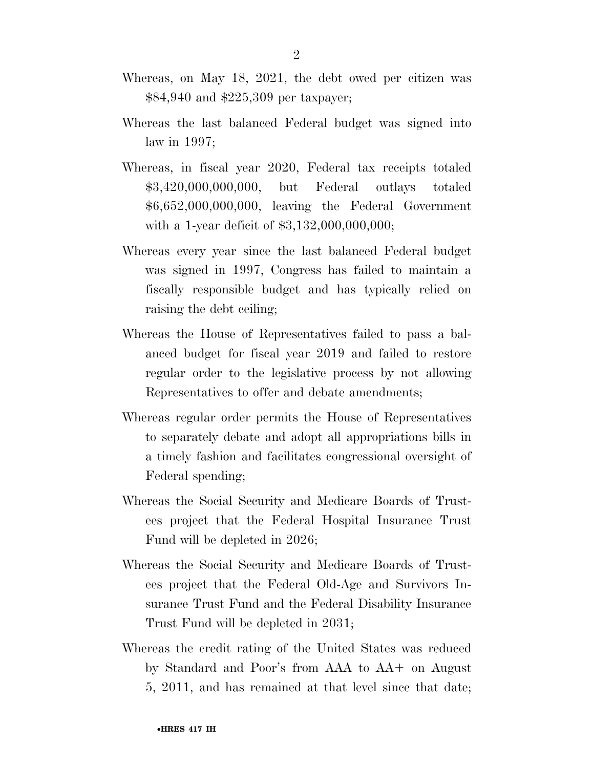Whereas, on May 18, 2021, the debt owed per citizen was $84,940 and $225,309 per taxpayer;

Whereas the last balanced Federal budget was signed into law in 1997;

Whereas, in fiscal year 2020, Federal tax receipts totaled $3,420,000,000,000, but Federal outlays totaled $6,652,000,000,000, leaving the Federal Government with a 1-year deficit of $3,132,000,000,000;

Whereas every year since the last balanced Federal budget was signed in 1997, Congress has failed to maintain a fiscally responsible budget and has typically relied on raising the debt ceiling;

Whereas the House of Representatives failed to pass a balanced budget for fiscal year 2019 and failed to restore regular order to the legislative process by not allowing Representatives to offer and debate amendments;

Whereas regular order permits the House of Representatives to separately debate and adopt all appropriations bills in a timely fashion and facilitates congressional oversight of Federal spending;

Whereas the Social Security and Medicare Boards of Trustees project that the Federal Hospital Insurance Trust Fund will be depleted in 2026;

Whereas the Social Security and Medicare Boards of Trustees project that the Federal Old-Age and Survivors Insurance Trust Fund and the Federal Disability Insurance Trust Fund will be depleted in 2031;

Whereas the credit rating of the United States was reduced by Standard and Poor's from AAA to AA+ on August 5, 2011, and has remained at that level since that date;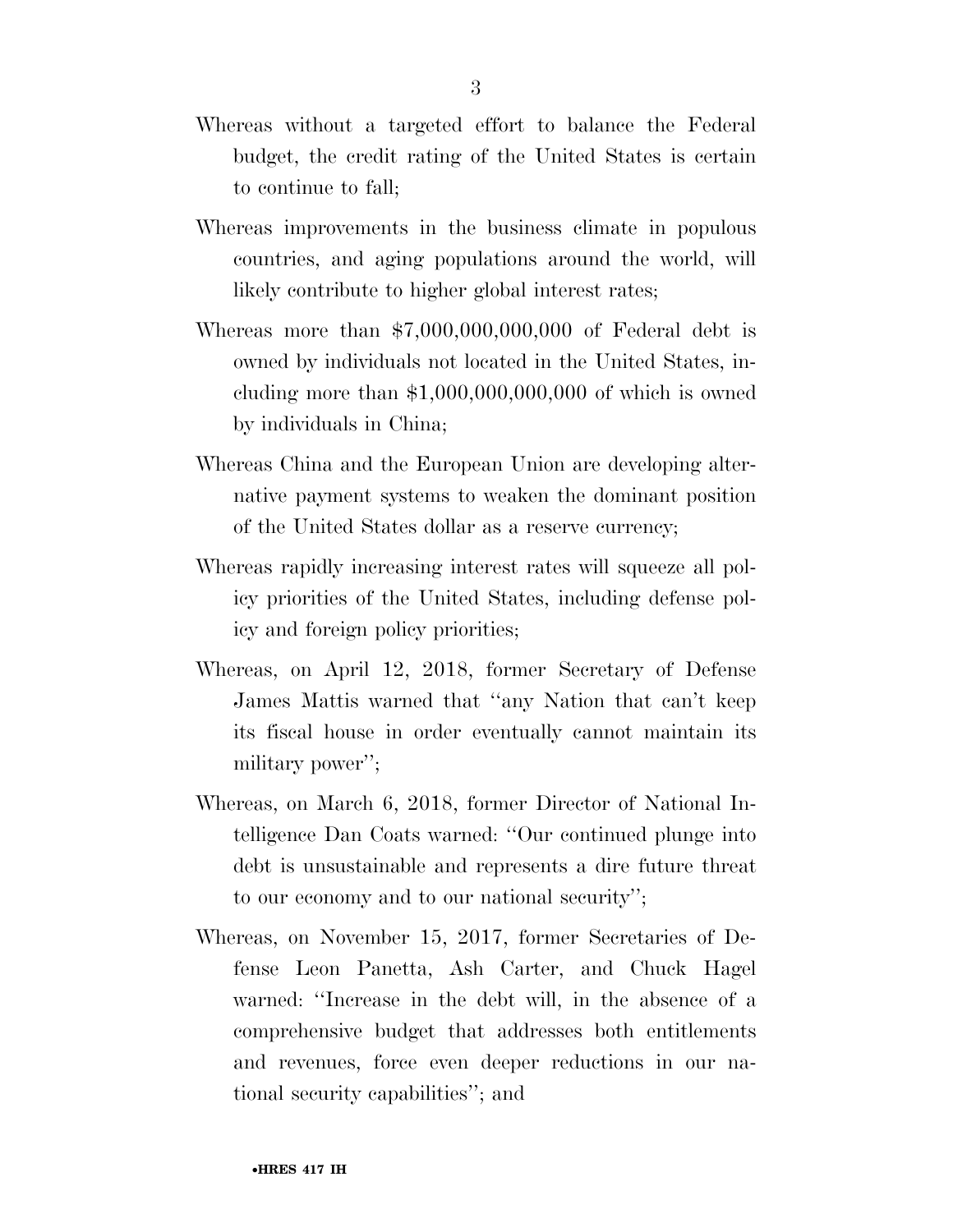Whereas without a targeted effort to balance the Federal budget, the credit rating of the United States is certain to continue to fall;

Whereas improvements in the business climate in populous countries, and aging populations around the world, will likely contribute to higher global interest rates;

Whereas more than $7,000,000,000,000 of Federal debt is owned by individuals not located in the United States, including more than $1,000,000,000,000 of which is owned by individuals in China;

Whereas China and the European Union are developing alternative payment systems to weaken the dominant position of the United States dollar as a reserve currency;

Whereas rapidly increasing interest rates will squeeze all policy priorities of the United States, including defense policy and foreign policy priorities;

Whereas, on April 12, 2018, former Secretary of Defense James Mattis warned that "any Nation that can't keep its fiscal house in order eventually cannot maintain its military power";

Whereas, on March 6, 2018, former Director of National Intelligence Dan Coats warned: "Our continued plunge into debt is unsustainable and represents a dire future threat to our economy and to our national security";

Whereas, on November 15, 2017, former Secretaries of Defense Leon Panetta, Ash Carter, and Chuck Hagel warned: "Increase in the debt will, in the absence of a comprehensive budget that addresses both entitlements and revenues, force even deeper reductions in our national security capabilities"; and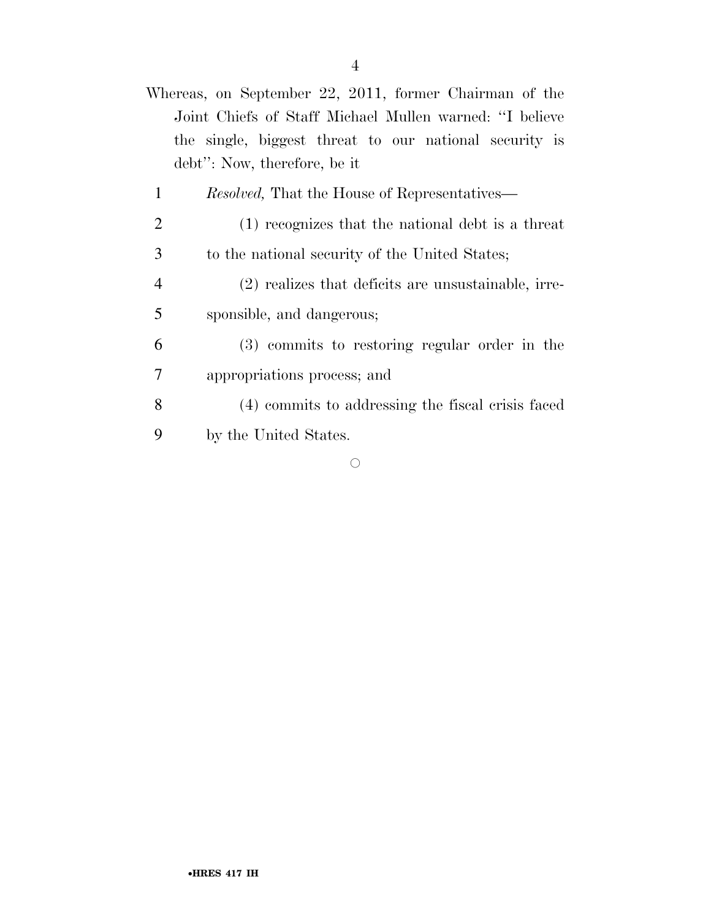Whereas, on September 22, 2011, former Chairman of the Joint Chiefs of Staff Michael Mullen warned: "I believe the single, biggest threat to our national security is debt": Now, therefore, be it

*Resolved,* That the House of Representatives—

(1) recognizes that the national debt is a threat to the national security of the United States;

(2) realizes that deficits are unsustainable, irresponsible, and dangerous;

(3) commits to restoring regular order in the appropriations process; and

(4) commits to addressing the fiscal crisis faced by the United States.